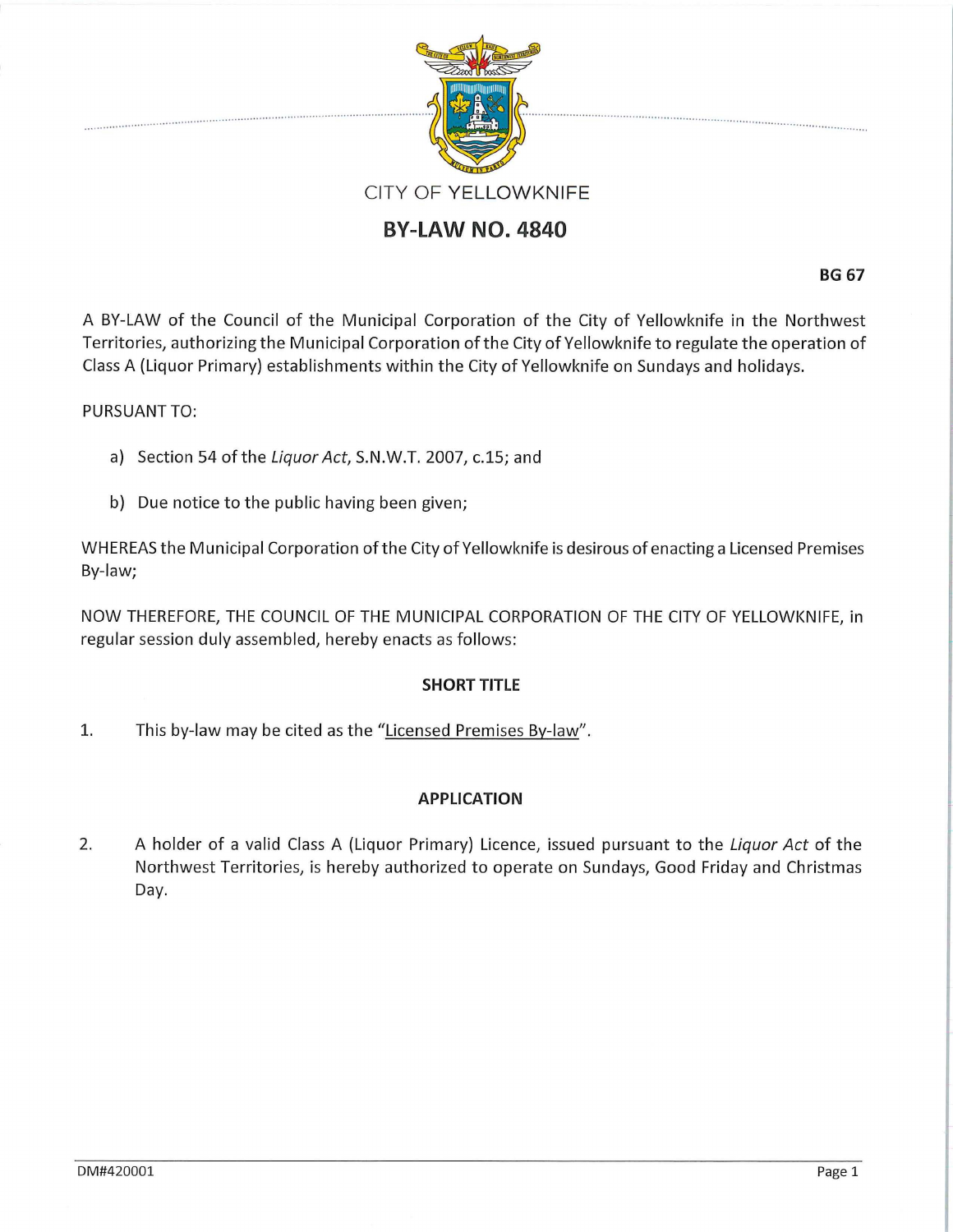CITY OF YELLOWKNIFE

# BY-LAW NO. 4840

**BG 67**

A BY-LAW of the Council of the Municipal Corporation of the City of Yellowknife in the Northwest Territories, authorizing the Municipal Corporation of the City of Yellowknife to regulate the operation of Class A (Liquor Primary) establishments within the City of Yellowknife on Sundays and holidays.

PURSUANT TO:

a) Section 54 of the *Liquor Act*, S.N.W.T. 2007, c.15; and

b) Due notice to the public having been given;

WHEREAS the Municipal Corporation of the City of Yellowknife is desirous of enacting a Licensed Premises By-law;

NOW THEREFORE, THE COUNCIL OF THE MUNICIPAL CORPORATION OF THE CITY OF YELLOWKNIFE, in regular session duly assembled, hereby enacts as follows:

### SHORT TITLE

1. This by-law may be cited as the "Licensed Premises By-law".

### APPLICATION

2. A holder of a valid Class A (Liquor Primary) Licence, issued pursuant to the *Liquor Act* of the Northwest Territories, is hereby authorized to operate on Sundays, Good Friday and Christmas Day.

DM#420001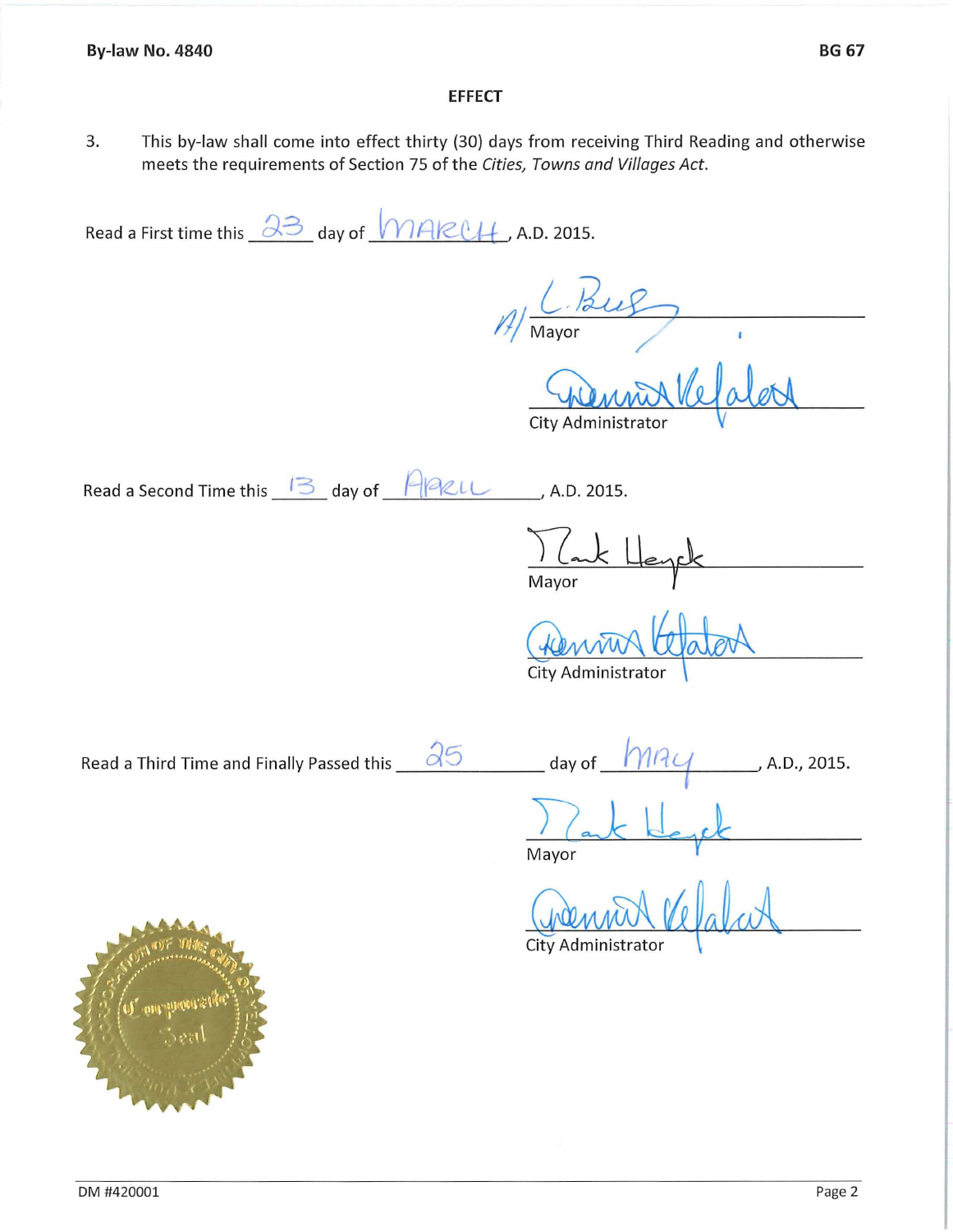**By-law No. 4840** **BG 67**

**EFFECT**

3. This by-law shall come into effect thirty (30) days from receiving Third Reading and otherwise meets the requirements of Section 75 of the *Cities, Towns and Villages Act*.

Read a First time this 23 day of MARCH, A.D. 2015.

Mayor

City Administrator

Read a Second Time this 13 day of APRIL, A.D. 2015.

Mayor

City Administrator

Read a Third Time and Finally Passed this 25 day of MAY, A.D., 2015.

Mayor

City Administrator

DM #420001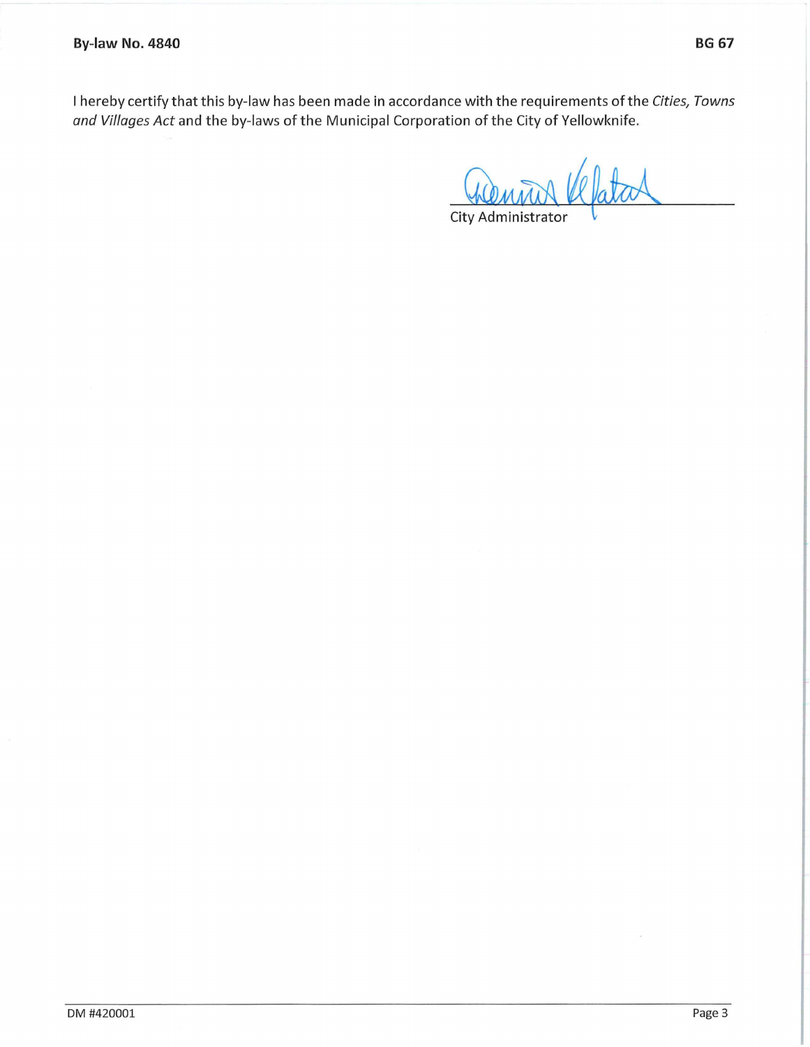I hereby certify that this by-law has been made in accordance with the requirements of the *Cities, Towns and Villages Act* and the by-laws of the Municipal Corporation of the City of Yellowknife.

City Administrator